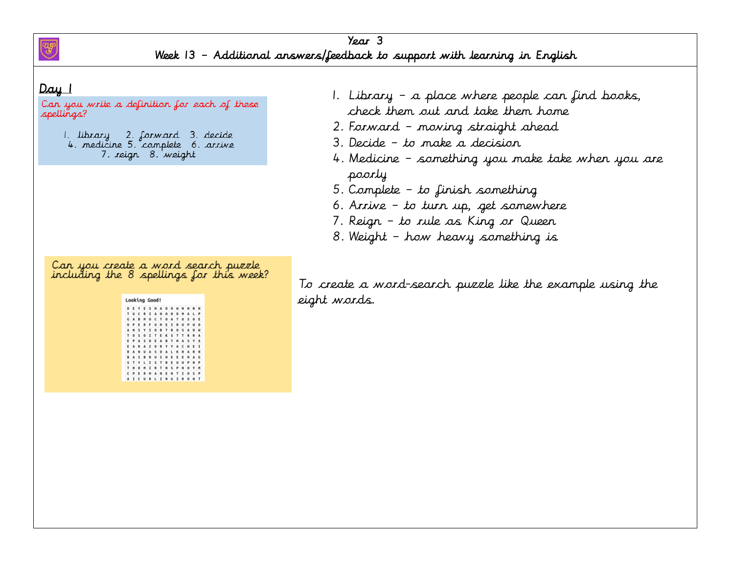# Year 3

## Week 13 – Additional answers/feedback to support with learning in English

### Day 1

Can you write a definition for each of these spellings?

1. library 2. forward 3. decide 4. medicine 5. complete 6. arrive 7. reign 8. weight

1. Library – a place where people can find books, check them out and take them home
2. Forward – moving straight ahead
3. Decide – to make a decision
4. Medicine – something you make take when you are poorly
5. Complete – to finish something
6. Arrive – to turn up, get somewhere
7. Reign – to rule as King or Queen
8. Weight – how heavy something is

Can you create a word search puzzle including the 8 spellings for this week?

To create a word-search puzzle like the example using the eight words.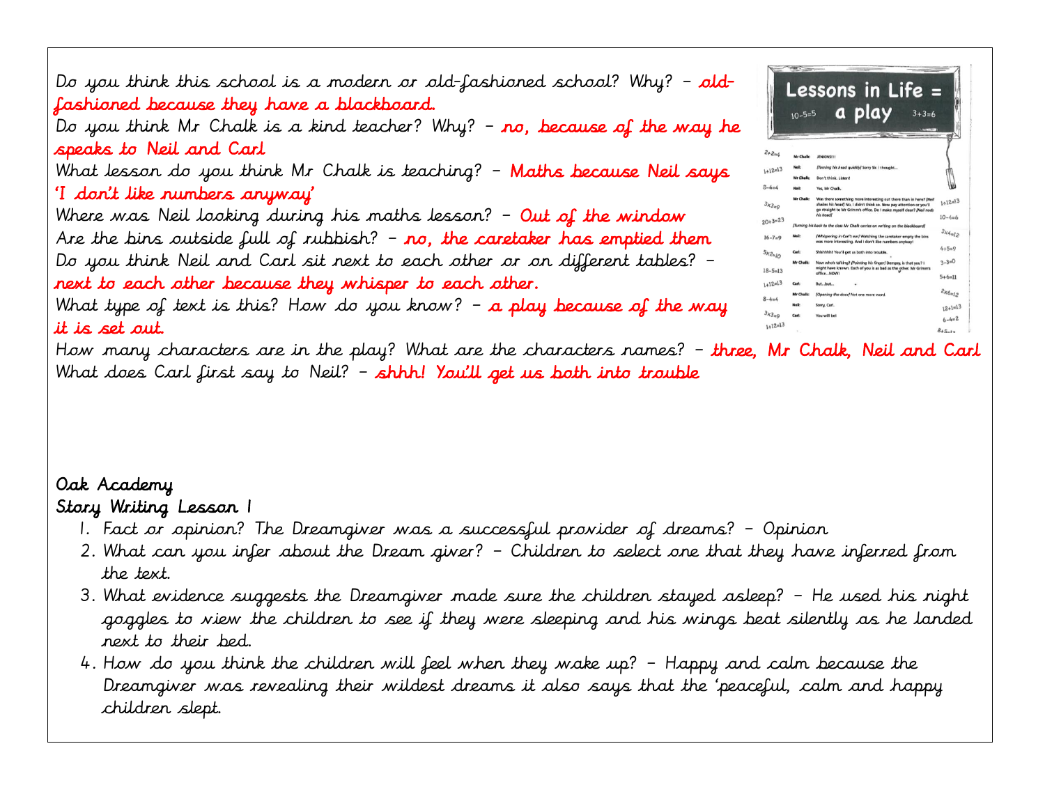Do you think this school is a modern or old-fashioned school? Why? – old-fashioned because they have a blackboard.

Do you think Mr Chalk is a kind teacher? Why? – no, because of the way he speaks to Neil and Carl

What lesson do you think Mr Chalk is teaching? – Maths because Neil says 'I don't like numbers anyway'

Where was Neil looking during his maths lesson? – Out of the window

Are the bins outside full of rubbish? – no, the caretaker has emptied them

Do you think Neil and Carl sit next to each other or on different tables? – next to each other because they whisper to each other.

What type of text is this? How do you know? – a play because of the way it is set out.

How many characters are in the play? What are the characters names? – three, Mr Chalk, Neil and Carl

What does Carl first say to Neil? – shhh! You'll get us both into trouble

Oak Academy

Story Writing Lesson 1

1. Fact or opinion? The Dreamgiver was a successful provider of dreams? – Opinion
2. What can you infer about the Dream giver? – Children to select one that they have inferred from the text.
3. What evidence suggests the Dreamgiver made sure the children stayed asleep? – He used his night goggles to view the children to see if they were sleeping and his wings beat silently as he landed next to their bed.
4. How do you think the children will feel when they wake up? – Happy and calm because the Dreamgiver was revealing their wildest dreams it also says that the 'peaceful, calm and happy children slept.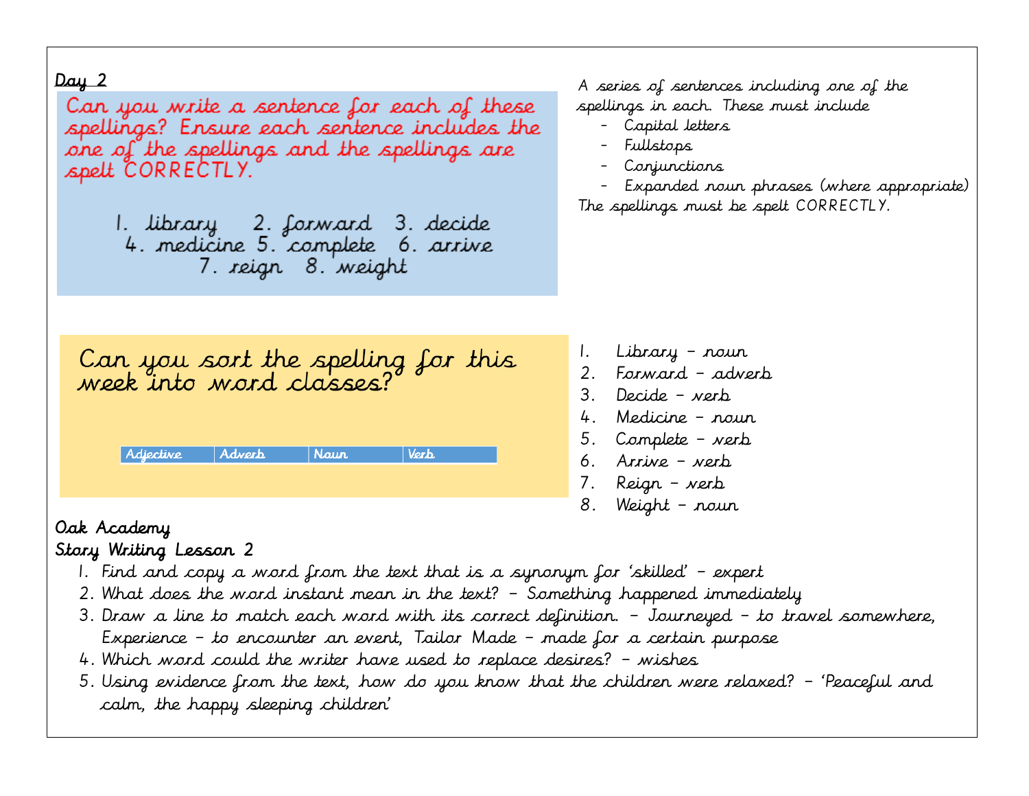## Day 2

Can you write a sentence for each of these spellings? Ensure each sentence includes the one of the spellings and the spellings are spelt CORRECTLY.

1. library 2. forward 3. decide 4. medicine 5. complete 6. arrive 7. reign 8. weight

A series of sentences including one of the spellings in each. These must include

- Capital letters
- Fullstops
- Conjunctions
- Expanded noun phrases (where appropriate)

The spellings must be spelt CORRECTLY.

Can you sort the spelling for this week into word classes?

| Adjective | Adverb | Noun | Verb |
|---|---|---|---|

1. Library – noun
2. Forward – adverb
3. Decide – verb
4. Medicine – noun
5. Complete – verb
6. Arrive – verb
7. Reign – verb
8. Weight – noun

**Oak Academy**

**Story Writing Lesson 2**

1. Find and copy a word from the text that is a synonym for 'skilled' – expert
2. What does the word instant mean in the text? – Something happened immediately
3. Draw a line to match each word with its correct definition. – Journeyed – to travel somewhere, Experience – to encounter an event, Tailor Made – made for a certain purpose
4. Which word could the writer have used to replace desires? – wishes
5. Using evidence from the text, how do you know that the children were relaxed? – 'Peaceful and calm, the happy sleeping children'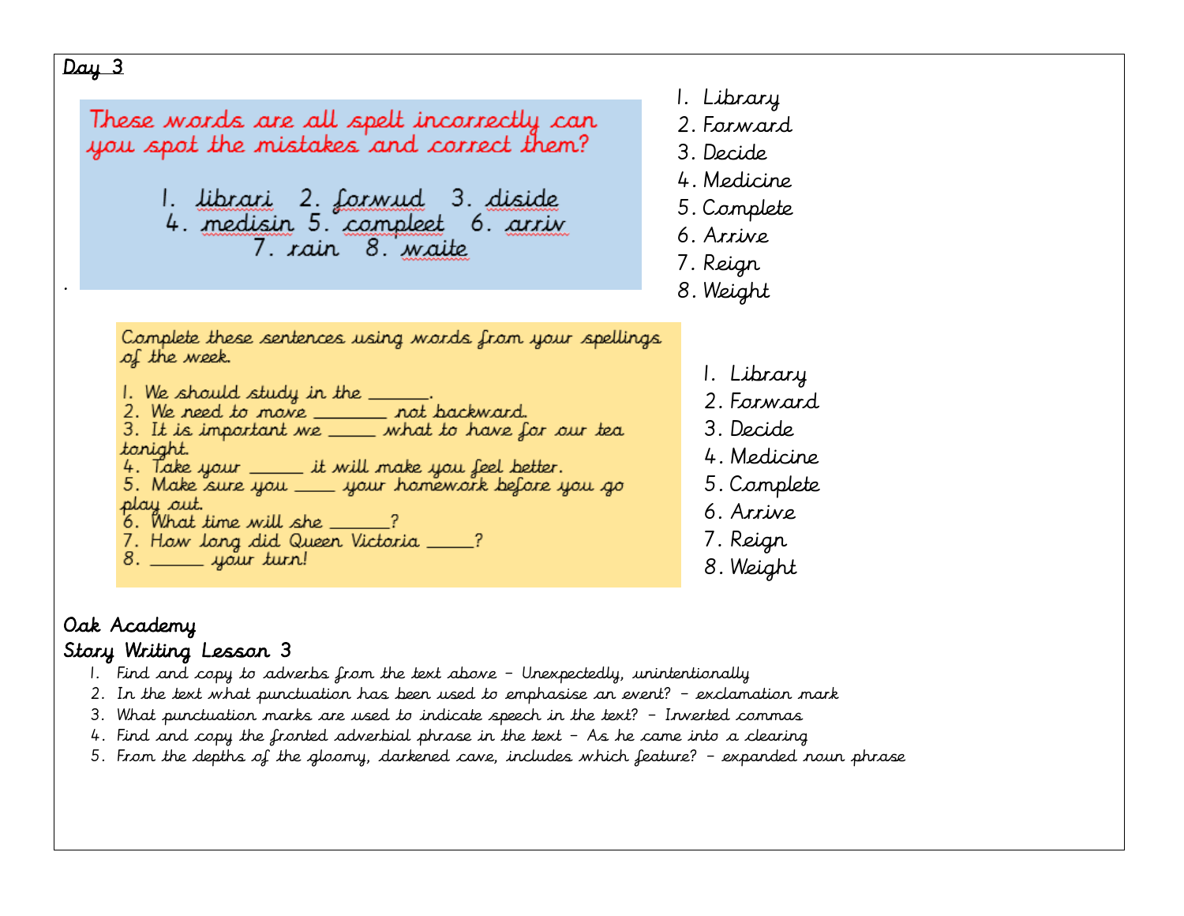Day 3

These words are all spelt incorrectly can you spot the mistakes and correct them?

1. librari 2. forwud 3. diside
4. medisin 5. compleet 6. arriv
7. rain 8. waite

1. Library
2. Forward
3. Decide
4. Medicine
5. Complete
6. Arrive
7. Reign
8. Weight

.

Complete these sentences using words from your spellings of the week.

1. We should study in the ______.
2. We need to move ________ not backward.
3. It is important we _____ what to have for our tea tonight.
4. Take your ______ it will make you feel better.
5. Make sure you _____ your homework before you go play out.
6. What time will she _______?
7. How long did Queen Victoria _____?
8. ______ your turn!

1. Library
2. Forward
3. Decide
4. Medicine
5. Complete
6. Arrive
7. Reign
8. Weight

Oak Academy
Story Writing Lesson 3

1. Find and copy to adverbs from the text above – Unexpectedly, unintentionally
2. In the text what punctuation has been used to emphasise an event? – exclamation mark
3. What punctuation marks are used to indicate speech in the text? – Inverted commas
4. Find and copy the fronted adverbial phrase in the text – As he came into a clearing
5. From the depths of the gloomy, darkened cave, includes which feature? – expanded noun phrase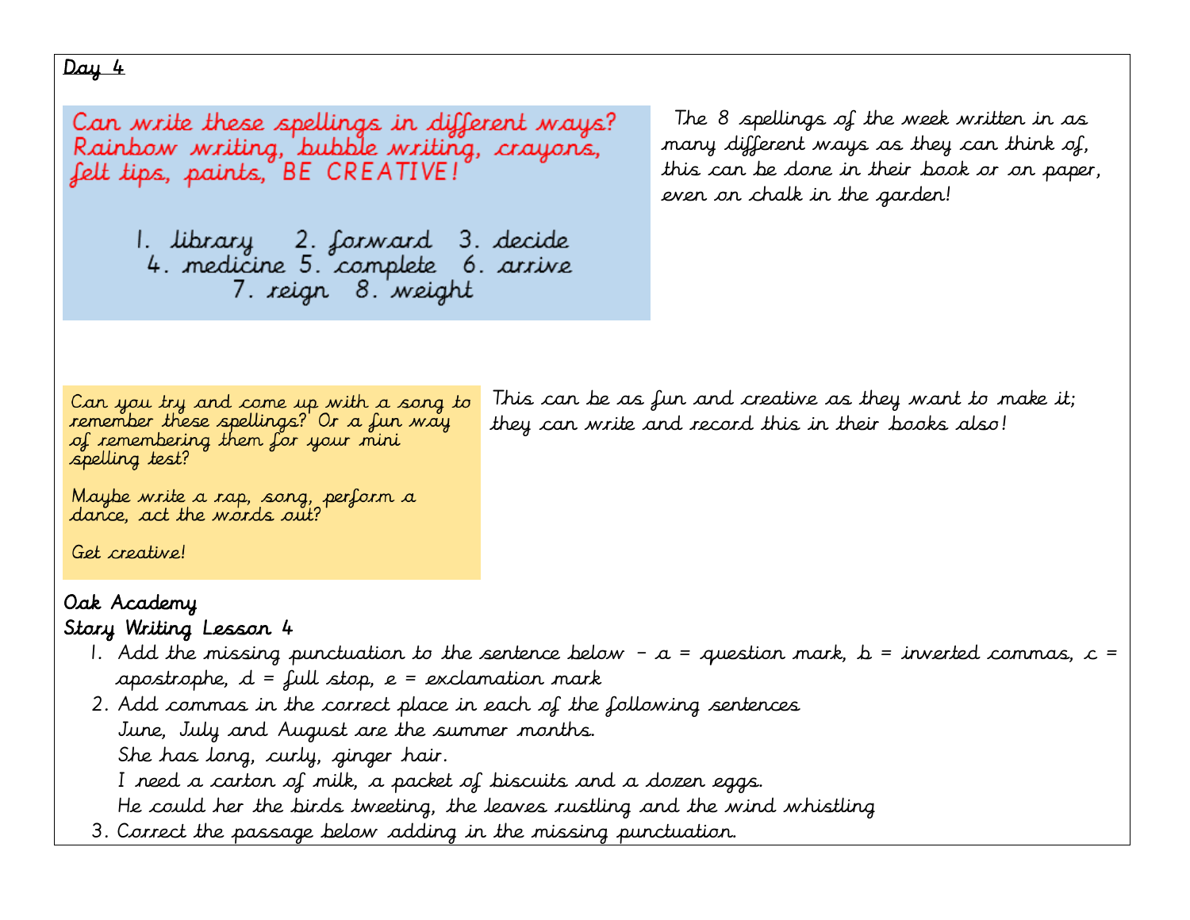**Day 4**

Can write these spellings in different ways? Rainbow writing, bubble writing, crayons, felt tips, paints, BE CREATIVE!

1. library 2. forward 3. decide 4. medicine 5. complete 6. arrive 7. reign 8. weight

The 8 spellings of the week written in as many different ways as they can think of, this can be done in their book or on paper, even on chalk in the garden!

Can you try and come up with a song to remember these spellings? Or a fun way of remembering them for your mini spelling test?

Maybe write a rap, song, perform a dance, act the words out?

Get creative!

This can be as fun and creative as they want to make it; they can write and record this in their books also!

**Oak Academy**

**Story Writing Lesson 4**

1. Add the missing punctuation to the sentence below – a = question mark, b = inverted commas, c = apostrophe, d = full stop, e = exclamation mark
2. Add commas in the correct place in each of the following sentences
   June, July and August are the summer months.
   She has long, curly, ginger hair.
   I need a carton of milk, a packet of biscuits and a dozen eggs.
   He could her the birds tweeting, the leaves rustling and the wind whistling
3. Correct the passage below adding in the missing punctuation.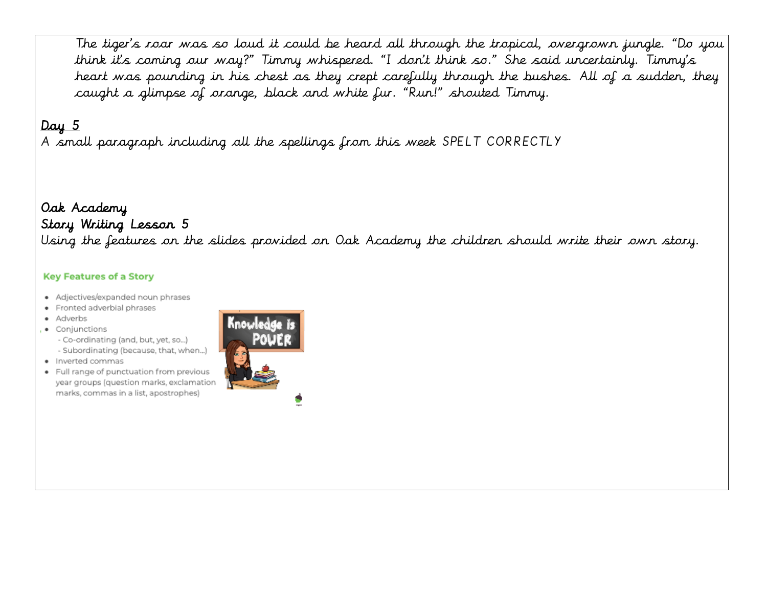The tiger's roar was so loud it could be heard all through the tropical, overgrown jungle. "Do you think it's coming our way?" Timmy whispered. "I don't think so." She said uncertainly. Timmy's heart was pounding in his chest as they crept carefully through the bushes. All of a sudden, they caught a glimpse of orange, black and white fur. "Run!" shouted Timmy.

**Day 5**

A small paragraph including all the spellings from this week SPELT CORRECTLY

**Oak Academy**

**Story Writing Lesson 5**

Using the features on the slides provided on Oak Academy the children should write their own story.

**Key Features of a Story**

- Adjectives/expanded noun phrases
- Fronted adverbial phrases
- Adverbs
- Conjunctions
  - Co-ordinating (and, but, yet, so...)
  - Subordinating (because, that, when...)
- Inverted commas
- Full range of punctuation from previous year groups (question marks, exclamation marks, commas in a list, apostrophes)

Knowledge is POWER